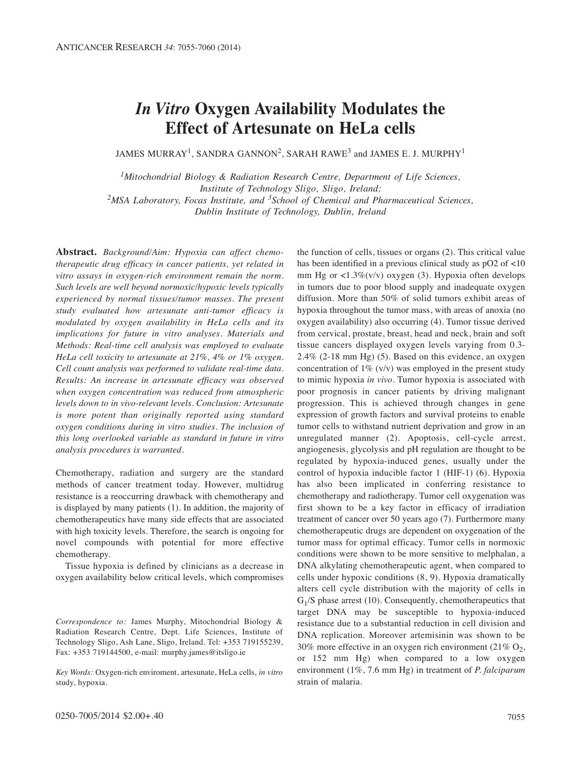# *In Vitro* Oxygen Availability Modulates the Effect of Artesunate on HeLa cells

JAMES MURRAY[1], SANDRA GANNON[2], SARAH RAWE[3] and JAMES E. J. MURPHY[1]

[1]*Mitochondrial Biology & Radiation Research Centre, Department of Life Sciences, Institute of Technology Sligo, Sligo, Ireland;*
[2]*MSA Laboratory, Focas Institute, and* [3]*School of Chemical and Pharmaceutical Sciences, Dublin Institute of Technology, Dublin, Ireland*

**Abstract.** *Background/Aim: Hypoxia can affect chemotherapeutic drug efficacy in cancer patients, yet related in vitro assays in oxygen-rich environment remain the norm. Such levels are well beyond normoxic/hypoxic levels typically experienced by normal tissues/tumor masses. The present study evaluated how artesunate anti-tumor efficacy is modulated by oxygen availability in HeLa cells and its implications for future in vitro analyses. Materials and Methods: Real-time cell analysis was employed to evaluate HeLa cell toxicity to artesunate at 21%, 4% or 1% oxygen. Cell count analysis was performed to validate real-time data. Results: An increase in artesunate efficacy was observed when oxygen concentration was reduced from atmospheric levels down to in vivo-relevant levels. Conclusion: Artesunate is more potent than originally reported using standard oxygen conditions during in vitro studies. The inclusion of this long overlooked variable as standard in future in vitro analysis procedures is warranted.*

Chemotherapy, radiation and surgery are the standard methods of cancer treatment today. However, multidrug resistance is a reoccurring drawback with chemotherapy and is displayed by many patients (1). In addition, the majority of chemotherapeutics have many side effects that are associated with high toxicity levels. Therefore, the search is ongoing for novel compounds with potential for more effective chemotherapy.

Tissue hypoxia is defined by clinicians as a decrease in oxygen availability below critical levels, which compromises the function of cells, tissues or organs (2). This critical value has been identified in a previous clinical study as pO2 of <10 mm Hg or <1.3%(v/v) oxygen (3). Hypoxia often develops in tumors due to poor blood supply and inadequate oxygen diffusion. More than 50% of solid tumors exhibit areas of hypoxia throughout the tumor mass, with areas of anoxia (no oxygen availability) also occurring (4). Tumor tissue derived from cervical, prostate, breast, head and neck, brain and soft tissue cancers displayed oxygen levels varying from 0.3-2.4% (2-18 mm Hg) (5). Based on this evidence, an oxygen concentration of 1% (v/v) was employed in the present study to mimic hypoxia *in vivo*. Tumor hypoxia is associated with poor prognosis in cancer patients by driving malignant progression. This is achieved through changes in gene expression of growth factors and survival proteins to enable tumor cells to withstand nutrient deprivation and grow in an unregulated manner (2). Apoptosis, cell-cycle arrest, angiogenesis, glycolysis and pH regulation are thought to be regulated by hypoxia-induced genes, usually under the control of hypoxia inducible factor 1 (HIF-1) (6). Hypoxia has also been implicated in conferring resistance to chemotherapy and radiotherapy. Tumor cell oxygenation was first shown to be a key factor in efficacy of irradiation treatment of cancer over 50 years ago (7). Furthermore many chemotherapeutic drugs are dependent on oxygenation of the tumor mass for optimal efficacy. Tumor cells in normoxic conditions were shown to be more sensitive to melphalan, a DNA alkylating chemotherapeutic agent, when compared to cells under hypoxic conditions (8, 9). Hypoxia dramatically alters cell cycle distribution with the majority of cells in $G_1$/S phase arrest (10). Consequently, chemotherapeutics that target DNA may be susceptible to hypoxia-induced resistance due to a substantial reduction in cell division and DNA replication. Moreover artemisinin was shown to be 30% more effective in an oxygen rich environment (21% $O_2$, or 152 mm Hg) when compared to a low oxygen environment (1%, 7.6 mm Hg) in treatment of *P. falciparum* strain of malaria.

*Correspondence to:* James Murphy, Mitochondrial Biology & Radiation Research Centre, Dept. Life Sciences, Institute of Technology Sligo, Ash Lane, Sligo, Ireland. Tel: +353 719155239, Fax: +353 719144500, e-mail: murphy.james@itsligo.ie

*Key Words:* Oxygen-rich enviroment, artesunate, HeLa cells, *in vitro* study, hypoxia.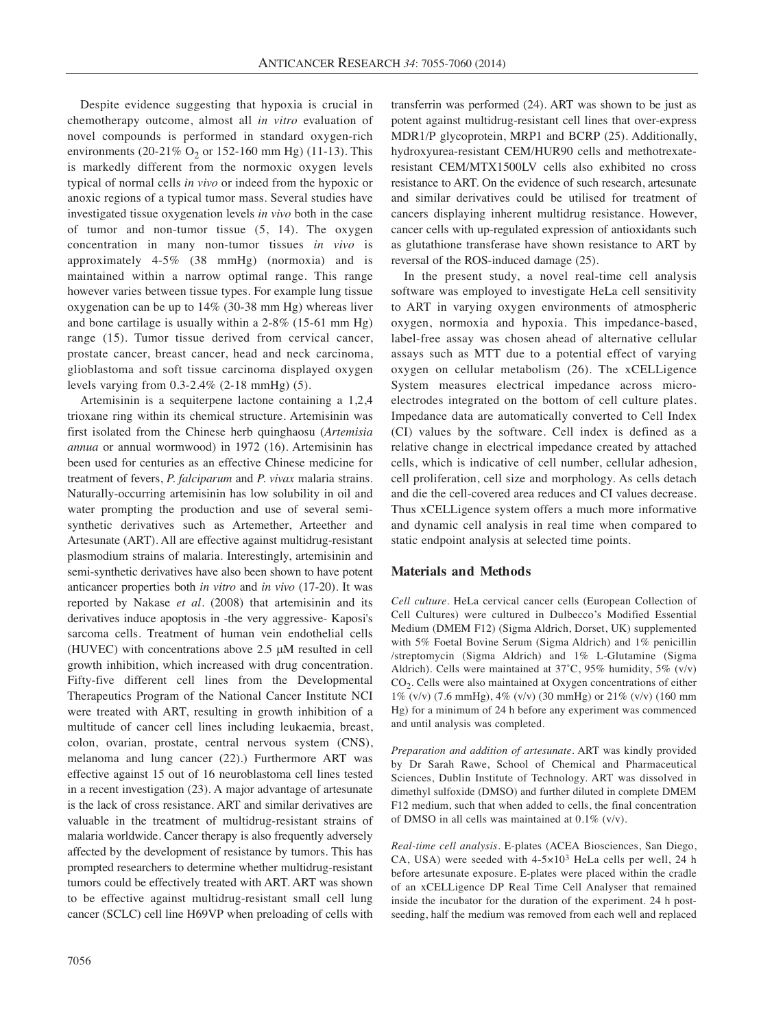Despite evidence suggesting that hypoxia is crucial in chemotherapy outcome, almost all *in vitro* evaluation of novel compounds is performed in standard oxygen-rich environments (20-21% $O_2$ or 152-160 mm Hg) (11-13). This is markedly different from the normoxic oxygen levels typical of normal cells *in vivo* or indeed from the hypoxic or anoxic regions of a typical tumor mass. Several studies have investigated tissue oxygenation levels *in vivo* both in the case of tumor and non-tumor tissue (5, 14). The oxygen concentration in many non-tumor tissues *in vivo* is approximately 4-5% (38 mmHg) (normoxia) and is maintained within a narrow optimal range. This range however varies between tissue types. For example lung tissue oxygenation can be up to 14% (30-38 mm Hg) whereas liver and bone cartilage is usually within a 2-8% (15-61 mm Hg) range (15). Tumor tissue derived from cervical cancer, prostate cancer, breast cancer, head and neck carcinoma, glioblastoma and soft tissue carcinoma displayed oxygen levels varying from 0.3-2.4% (2-18 mmHg) (5).

Artemisinin is a sequiterpene lactone containing a 1,2,4 trioxane ring within its chemical structure. Artemisinin was first isolated from the Chinese herb quinghaosu (*Artemisia annua* or annual wormwood) in 1972 (16). Artemisinin has been used for centuries as an effective Chinese medicine for treatment of fevers, *P. falciparum* and *P. vivax* malaria strains. Naturally-occurring artemisinin has low solubility in oil and water prompting the production and use of several semi-synthetic derivatives such as Artemether, Arteether and Artesunate (ART). All are effective against multidrug-resistant plasmodium strains of malaria. Interestingly, artemisinin and semi-synthetic derivatives have also been shown to have potent anticancer properties both *in vitro* and *in vivo* (17-20). It was reported by Nakase *et al*. (2008) that artemisinin and its derivatives induce apoptosis in -the very aggressive- Kaposi's sarcoma cells. Treatment of human vein endothelial cells (HUVEC) with concentrations above 2.5 μM resulted in cell growth inhibition, which increased with drug concentration. Fifty-five different cell lines from the Developmental Therapeutics Program of the National Cancer Institute NCI were treated with ART, resulting in growth inhibition of a multitude of cancer cell lines including leukaemia, breast, colon, ovarian, prostate, central nervous system (CNS), melanoma and lung cancer (22).) Furthermore ART was effective against 15 out of 16 neuroblastoma cell lines tested in a recent investigation (23). A major advantage of artesunate is the lack of cross resistance. ART and similar derivatives are valuable in the treatment of multidrug-resistant strains of malaria worldwide. Cancer therapy is also frequently adversely affected by the development of resistance by tumors. This has prompted researchers to determine whether multidrug-resistant tumors could be effectively treated with ART. ART was shown to be effective against multidrug-resistant small cell lung cancer (SCLC) cell line H69VP when preloading of cells with transferrin was performed (24). ART was shown to be just as potent against multidrug-resistant cell lines that over-express MDR1/P glycoprotein, MRP1 and BCRP (25). Additionally, hydroxyurea-resistant CEM/HUR90 cells and methotrexate-resistant CEM/MTX1500LV cells also exhibited no cross resistance to ART. On the evidence of such research, artesunate and similar derivatives could be utilised for treatment of cancers displaying inherent multidrug resistance. However, cancer cells with up-regulated expression of antioxidants such as glutathione transferase have shown resistance to ART by reversal of the ROS-induced damage (25).

In the present study, a novel real-time cell analysis software was employed to investigate HeLa cell sensitivity to ART in varying oxygen environments of atmospheric oxygen, normoxia and hypoxia. This impedance-based, label-free assay was chosen ahead of alternative cellular assays such as MTT due to a potential effect of varying oxygen on cellular metabolism (26). The xCELLigence System measures electrical impedance across micro-electrodes integrated on the bottom of cell culture plates. Impedance data are automatically converted to Cell Index (CI) values by the software. Cell index is defined as a relative change in electrical impedance created by attached cells, which is indicative of cell number, cellular adhesion, cell proliferation, cell size and morphology. As cells detach and die the cell-covered area reduces and CI values decrease. Thus xCELLigence system offers a much more informative and dynamic cell analysis in real time when compared to static endpoint analysis at selected time points.

## Materials and Methods

*Cell culture*. HeLa cervical cancer cells (European Collection of Cell Cultures) were cultured in Dulbecco's Modified Essential Medium (DMEM F12) (Sigma Aldrich, Dorset, UK) supplemented with 5% Foetal Bovine Serum (Sigma Aldrich) and 1% penicillin /streptomycin (Sigma Aldrich) and 1% L-Glutamine (Sigma Aldrich). Cells were maintained at 37˚C, 95% humidity, 5% (v/v) $CO_2$. Cells were also maintained at Oxygen concentrations of either 1% (v/v) (7.6 mmHg), 4% (v/v) (30 mmHg) or 21% (v/v) (160 mm Hg) for a minimum of 24 h before any experiment was commenced and until analysis was completed.

*Preparation and addition of artesunate*. ART was kindly provided by Dr Sarah Rawe, School of Chemical and Pharmaceutical Sciences, Dublin Institute of Technology. ART was dissolved in dimethyl sulfoxide (DMSO) and further diluted in complete DMEM F12 medium, such that when added to cells, the final concentration of DMSO in all cells was maintained at 0.1% (v/v).

*Real-time cell analysis*. E-plates (ACEA Biosciences, San Diego, CA, USA) were seeded with $4\text{-}5\times10^3$ HeLa cells per well, 24 h before artesunate exposure. E-plates were placed within the cradle of an xCELLigence DP Real Time Cell Analyser that remained inside the incubator for the duration of the experiment. 24 h post-seeding, half the medium was removed from each well and replaced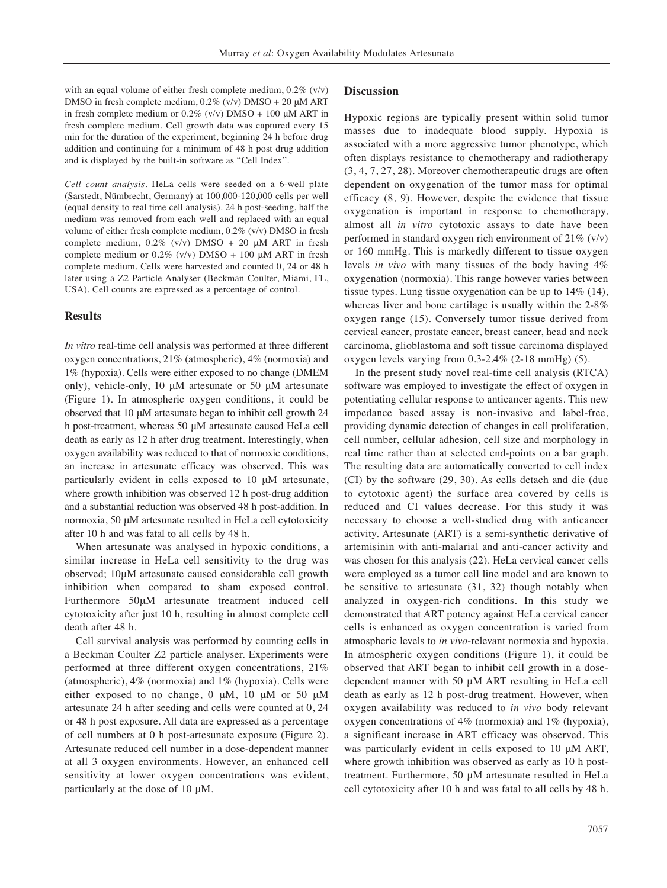with an equal volume of either fresh complete medium, 0.2% (v/v) DMSO in fresh complete medium, 0.2% (v/v) DMSO + 20 μM ART in fresh complete medium or 0.2% (v/v) DMSO + 100 μM ART in fresh complete medium. Cell growth data was captured every 15 min for the duration of the experiment, beginning 24 h before drug addition and continuing for a minimum of 48 h post drug addition and is displayed by the built-in software as "Cell Index".

*Cell count analysis.* HeLa cells were seeded on a 6-well plate (Sarstedt, Nümbrecht, Germany) at 100,000-120,000 cells per well (equal density to real time cell analysis). 24 h post-seeding, half the medium was removed from each well and replaced with an equal volume of either fresh complete medium, 0.2% (v/v) DMSO in fresh complete medium, 0.2% (v/v) DMSO + 20 μM ART in fresh complete medium or 0.2% (v/v) DMSO + 100 μM ART in fresh complete medium. Cells were harvested and counted 0, 24 or 48 h later using a Z2 Particle Analyser (Beckman Coulter, Miami, FL, USA). Cell counts are expressed as a percentage of control.

## Results

*In vitro* real-time cell analysis was performed at three different oxygen concentrations, 21% (atmospheric), 4% (normoxia) and 1% (hypoxia). Cells were either exposed to no change (DMEM only), vehicle-only, 10 μM artesunate or 50 μM artesunate (Figure 1). In atmospheric oxygen conditions, it could be observed that 10 μM artesunate began to inhibit cell growth 24 h post-treatment, whereas 50 μM artesunate caused HeLa cell death as early as 12 h after drug treatment. Interestingly, when oxygen availability was reduced to that of normoxic conditions, an increase in artesunate efficacy was observed. This was particularly evident in cells exposed to 10 μM artesunate, where growth inhibition was observed 12 h post-drug addition and a substantial reduction was observed 48 h post-addition. In normoxia, 50 μM artesunate resulted in HeLa cell cytotoxicity after 10 h and was fatal to all cells by 48 h.

When artesunate was analysed in hypoxic conditions, a similar increase in HeLa cell sensitivity to the drug was observed; 10μM artesunate caused considerable cell growth inhibition when compared to sham exposed control. Furthermore 50μM artesunate treatment induced cell cytotoxicity after just 10 h, resulting in almost complete cell death after 48 h.

Cell survival analysis was performed by counting cells in a Beckman Coulter Z2 particle analyser. Experiments were performed at three different oxygen concentrations, 21% (atmospheric), 4% (normoxia) and 1% (hypoxia). Cells were either exposed to no change, 0 μM, 10 μM or 50 μM artesunate 24 h after seeding and cells were counted at 0, 24 or 48 h post exposure. All data are expressed as a percentage of cell numbers at 0 h post-artesunate exposure (Figure 2). Artesunate reduced cell number in a dose-dependent manner at all 3 oxygen environments. However, an enhanced cell sensitivity at lower oxygen concentrations was evident, particularly at the dose of 10 μM.

## Discussion

Hypoxic regions are typically present within solid tumor masses due to inadequate blood supply. Hypoxia is associated with a more aggressive tumor phenotype, which often displays resistance to chemotherapy and radiotherapy (3, 4, 7, 27, 28). Moreover chemotherapeutic drugs are often dependent on oxygenation of the tumor mass for optimal efficacy (8, 9). However, despite the evidence that tissue oxygenation is important in response to chemotherapy, almost all *in vitro* cytotoxic assays to date have been performed in standard oxygen rich environment of 21% (v/v) or 160 mmHg. This is markedly different to tissue oxygen levels *in vivo* with many tissues of the body having 4% oxygenation (normoxia). This range however varies between tissue types. Lung tissue oxygenation can be up to 14% (14), whereas liver and bone cartilage is usually within the 2-8% oxygen range (15). Conversely tumor tissue derived from cervical cancer, prostate cancer, breast cancer, head and neck carcinoma, glioblastoma and soft tissue carcinoma displayed oxygen levels varying from 0.3-2.4% (2-18 mmHg) (5).

In the present study novel real-time cell analysis (RTCA) software was employed to investigate the effect of oxygen in potentiating cellular response to anticancer agents. This new impedance based assay is non-invasive and label-free, providing dynamic detection of changes in cell proliferation, cell number, cellular adhesion, cell size and morphology in real time rather than at selected end-points on a bar graph. The resulting data are automatically converted to cell index (CI) by the software (29, 30). As cells detach and die (due to cytotoxic agent) the surface area covered by cells is reduced and CI values decrease. For this study it was necessary to choose a well-studied drug with anticancer activity. Artesunate (ART) is a semi-synthetic derivative of artemisinin with anti-malarial and anti-cancer activity and was chosen for this analysis (22). HeLa cervical cancer cells were employed as a tumor cell line model and are known to be sensitive to artesunate (31, 32) though notably when analyzed in oxygen-rich conditions. In this study we demonstrated that ART potency against HeLa cervical cancer cells is enhanced as oxygen concentration is varied from atmospheric levels to *in vivo*-relevant normoxia and hypoxia. In atmospheric oxygen conditions (Figure 1), it could be observed that ART began to inhibit cell growth in a dose-dependent manner with 50 μM ART resulting in HeLa cell death as early as 12 h post-drug treatment. However, when oxygen availability was reduced to *in vivo* body relevant oxygen concentrations of 4% (normoxia) and 1% (hypoxia), a significant increase in ART efficacy was observed. This was particularly evident in cells exposed to 10 μM ART, where growth inhibition was observed as early as 10 h post-treatment. Furthermore, 50 μM artesunate resulted in HeLa cell cytotoxicity after 10 h and was fatal to all cells by 48 h.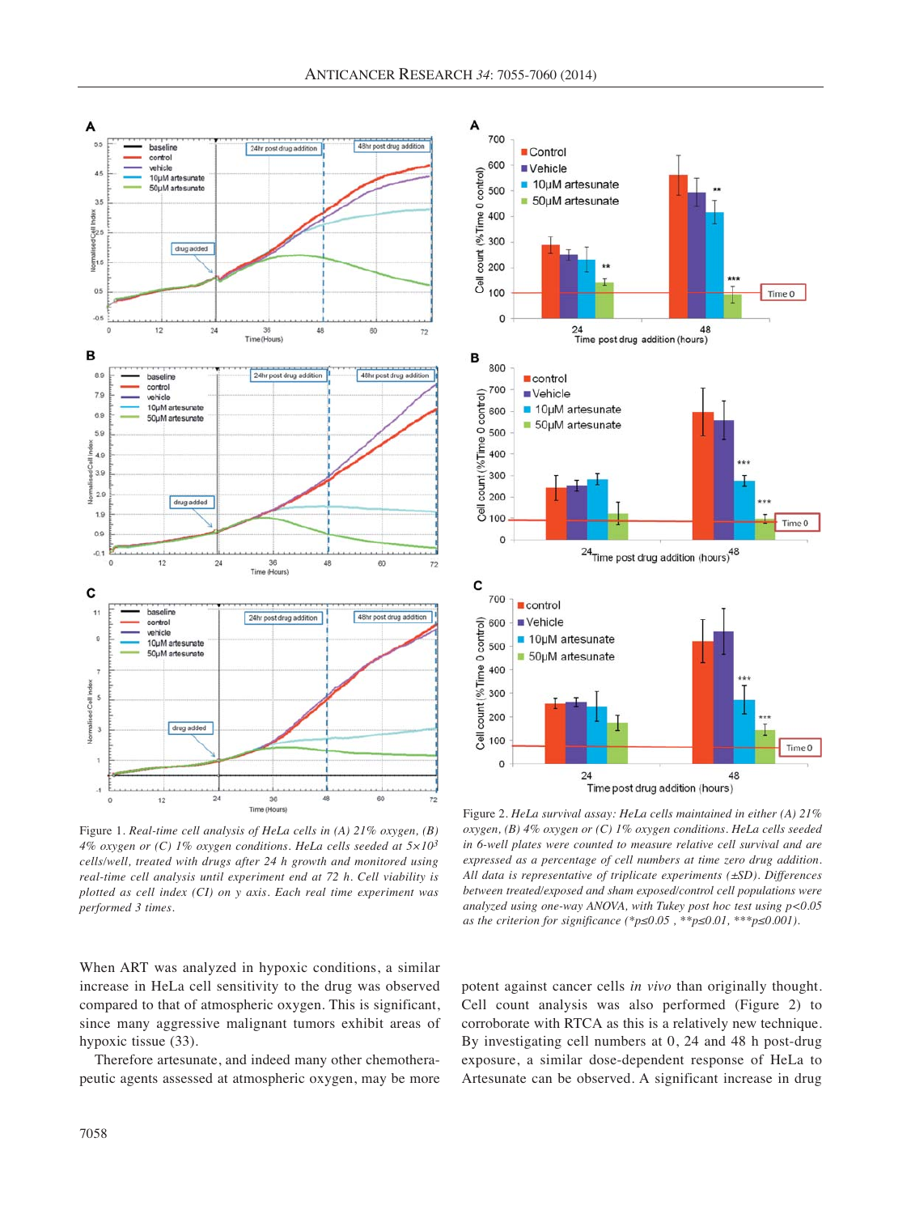Figure 1. *Real-time cell analysis of HeLa cells in (A) 21% oxygen, (B) 4% oxygen or (C) 1% oxygen conditions. HeLa cells seeded at $5\times10^3$ cells/well, treated with drugs after 24 h growth and monitored using real-time cell analysis until experiment end at 72 h. Cell viability is plotted as cell index (CI) on y axis. Each real time experiment was performed 3 times.*

Figure 2. *HeLa survival assay: HeLa cells maintained in either (A) 21% oxygen, (B) 4% oxygen or (C) 1% oxygen conditions. HeLa cells seeded in 6-well plates were counted to measure relative cell survival and are expressed as a percentage of cell numbers at time zero drug addition. All data is representative of triplicate experiments (±SD). Differences between treated/exposed and sham exposed/control cell populations were analyzed using one-way ANOVA, with Tukey post hoc test using $p<0.05$ as the criterion for significance (\*$p\leq0.05$ , \*\*$p\leq0.01$, \*\*\*$p\leq0.001$).*

When ART was analyzed in hypoxic conditions, a similar increase in HeLa cell sensitivity to the drug was observed compared to that of atmospheric oxygen. This is significant, since many aggressive malignant tumors exhibit areas of hypoxic tissue (33).

Therefore artesunate, and indeed many other chemotherapeutic agents assessed at atmospheric oxygen, may be more potent against cancer cells *in vivo* than originally thought. Cell count analysis was also performed (Figure 2) to corroborate with RTCA as this is a relatively new technique. By investigating cell numbers at 0, 24 and 48 h post-drug exposure, a similar dose-dependent response of HeLa to Artesunate can be observed. A significant increase in drug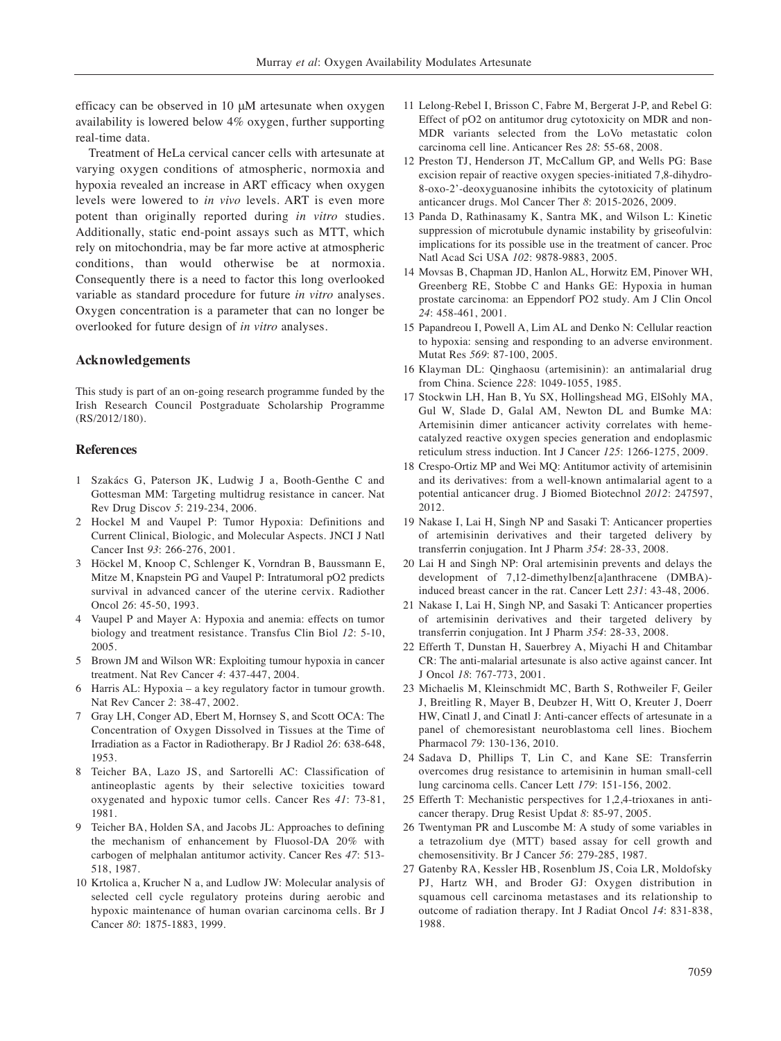efficacy can be observed in 10 μM artesunate when oxygen availability is lowered below 4% oxygen, further supporting real-time data.

Treatment of HeLa cervical cancer cells with artesunate at varying oxygen conditions of atmospheric, normoxia and hypoxia revealed an increase in ART efficacy when oxygen levels were lowered to *in vivo* levels. ART is even more potent than originally reported during *in vitro* studies. Additionally, static end-point assays such as MTT, which rely on mitochondria, may be far more active at atmospheric conditions, than would otherwise be at normoxia. Consequently there is a need to factor this long overlooked variable as standard procedure for future *in vitro* analyses. Oxygen concentration is a parameter that can no longer be overlooked for future design of *in vitro* analyses.

## Acknowledgements

This study is part of an on-going research programme funded by the Irish Research Council Postgraduate Scholarship Programme (RS/2012/180).

## References

1. Szakács G, Paterson JK, Ludwig J a, Booth-Genthe C and Gottesman MM: Targeting multidrug resistance in cancer. Nat Rev Drug Discov *5*: 219-234, 2006.
2. Hockel M and Vaupel P: Tumor Hypoxia: Definitions and Current Clinical, Biologic, and Molecular Aspects. JNCI J Natl Cancer Inst *93*: 266-276, 2001.
3. Höckel M, Knoop C, Schlenger K, Vorndran B, Baussmann E, Mitze M, Knapstein PG and Vaupel P: Intratumoral pO2 predicts survival in advanced cancer of the uterine cervix. Radiother Oncol *26*: 45-50, 1993.
4. Vaupel P and Mayer A: Hypoxia and anemia: effects on tumor biology and treatment resistance. Transfus Clin Biol *12*: 5-10, 2005.
5. Brown JM and Wilson WR: Exploiting tumour hypoxia in cancer treatment. Nat Rev Cancer *4*: 437-447, 2004.
6. Harris AL: Hypoxia – a key regulatory factor in tumour growth. Nat Rev Cancer *2*: 38-47, 2002.
7. Gray LH, Conger AD, Ebert M, Hornsey S, and Scott OCA: The Concentration of Oxygen Dissolved in Tissues at the Time of Irradiation as a Factor in Radiotherapy. Br J Radiol *26*: 638-648, 1953.
8. Teicher BA, Lazo JS, and Sartorelli AC: Classification of antineoplastic agents by their selective toxicities toward oxygenated and hypoxic tumor cells. Cancer Res *41*: 73-81, 1981.
9. Teicher BA, Holden SA, and Jacobs JL: Approaches to defining the mechanism of enhancement by Fluosol-DA 20% with carbogen of melphalan antitumor activity. Cancer Res *47*: 513-518, 1987.
10. Krtolica a, Krucher N a, and Ludlow JW: Molecular analysis of selected cell cycle regulatory proteins during aerobic and hypoxic maintenance of human ovarian carcinoma cells. Br J Cancer *80*: 1875-1883, 1999.
11. Lelong-Rebel I, Brisson C, Fabre M, Bergerat J-P, and Rebel G: Effect of pO2 on antitumor drug cytotoxicity on MDR and non-MDR variants selected from the LoVo metastatic colon carcinoma cell line. Anticancer Res *28*: 55-68, 2008.
12. Preston TJ, Henderson JT, McCallum GP, and Wells PG: Base excision repair of reactive oxygen species-initiated 7,8-dihydro-8-oxo-2'-deoxyguanosine inhibits the cytotoxicity of platinum anticancer drugs. Mol Cancer Ther *8*: 2015-2026, 2009.
13. Panda D, Rathinasamy K, Santra MK, and Wilson L: Kinetic suppression of microtubule dynamic instability by griseofulvin: implications for its possible use in the treatment of cancer. Proc Natl Acad Sci USA *102*: 9878-9883, 2005.
14. Movsas B, Chapman JD, Hanlon AL, Horwitz EM, Pinover WH, Greenberg RE, Stobbe C and Hanks GE: Hypoxia in human prostate carcinoma: an Eppendorf PO2 study. Am J Clin Oncol *24*: 458-461, 2001.
15. Papandreou I, Powell A, Lim AL and Denko N: Cellular reaction to hypoxia: sensing and responding to an adverse environment. Mutat Res *569*: 87-100, 2005.
16. Klayman DL: Qinghaosu (artemisinin): an antimalarial drug from China. Science *228*: 1049-1055, 1985.
17. Stockwin LH, Han B, Yu SX, Hollingshead MG, ElSohly MA, Gul W, Slade D, Galal AM, Newton DL and Bumke MA: Artemisinin dimer anticancer activity correlates with heme-catalyzed reactive oxygen species generation and endoplasmic reticulum stress induction. Int J Cancer *125*: 1266-1275, 2009.
18. Crespo-Ortiz MP and Wei MQ: Antitumor activity of artemisinin and its derivatives: from a well-known antimalarial agent to a potential anticancer drug. J Biomed Biotechnol *2012*: 247597, 2012.
19. Nakase I, Lai H, Singh NP and Sasaki T: Anticancer properties of artemisinin derivatives and their targeted delivery by transferrin conjugation. Int J Pharm *354*: 28-33, 2008.
20. Lai H and Singh NP: Oral artemisinin prevents and delays the development of 7,12-dimethylbenz[a]anthracene (DMBA)-induced breast cancer in the rat. Cancer Lett *231*: 43-48, 2006.
21. Nakase I, Lai H, Singh NP, and Sasaki T: Anticancer properties of artemisinin derivatives and their targeted delivery by transferrin conjugation. Int J Pharm *354*: 28-33, 2008.
22. Efferth T, Dunstan H, Sauerbrey A, Miyachi H and Chitambar CR: The anti-malarial artesunate is also active against cancer. Int J Oncol *18*: 767-773, 2001.
23. Michaelis M, Kleinschmidt MC, Barth S, Rothweiler F, Geiler J, Breitling R, Mayer B, Deubzer H, Witt O, Kreuter J, Doerr HW, Cinatl J, and Cinatl J: Anti-cancer effects of artesunate in a panel of chemoresistant neuroblastoma cell lines. Biochem Pharmacol *79*: 130-136, 2010.
24. Sadava D, Phillips T, Lin C, and Kane SE: Transferrin overcomes drug resistance to artemisinin in human small-cell lung carcinoma cells. Cancer Lett *179*: 151-156, 2002.
25. Efferth T: Mechanistic perspectives for 1,2,4-trioxanes in anti-cancer therapy. Drug Resist Updat *8*: 85-97, 2005.
26. Twentyman PR and Luscombe M: A study of some variables in a tetrazolium dye (MTT) based assay for cell growth and chemosensitivity. Br J Cancer *56*: 279-285, 1987.
27. Gatenby RA, Kessler HB, Rosenblum JS, Coia LR, Moldofsky PJ, Hartz WH, and Broder GJ: Oxygen distribution in squamous cell carcinoma metastases and its relationship to outcome of radiation therapy. Int J Radiat Oncol *14*: 831-838, 1988.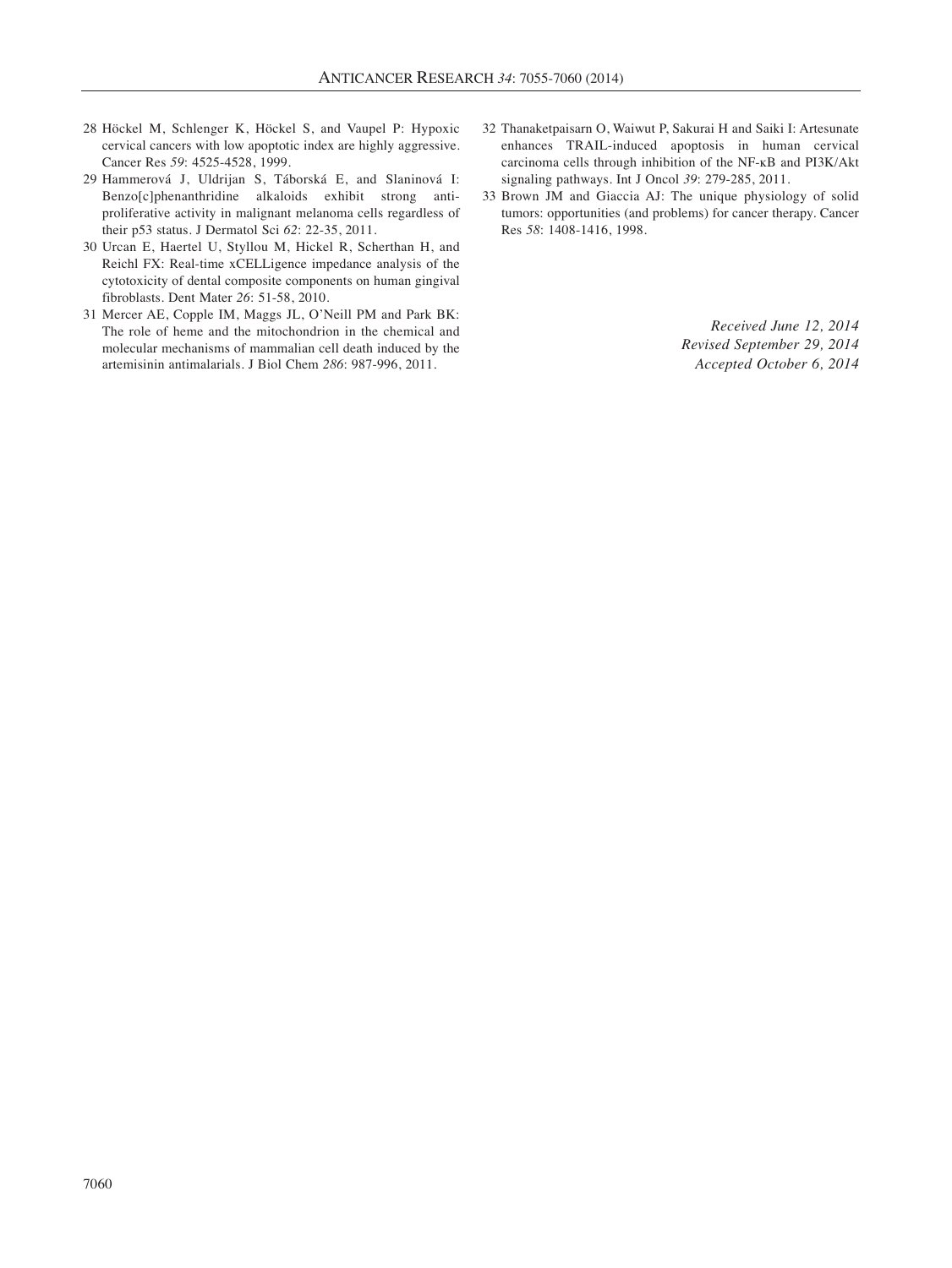28 Höckel M, Schlenger K, Höckel S, and Vaupel P: Hypoxic cervical cancers with low apoptotic index are highly aggressive. Cancer Res *59*: 4525-4528, 1999.

29 Hammerová J, Uldrijan S, Táborská E, and Slaninová I: Benzo[c]phenanthridine alkaloids exhibit strong anti-proliferative activity in malignant melanoma cells regardless of their p53 status. J Dermatol Sci *62*: 22-35, 2011.

30 Urcan E, Haertel U, Styllou M, Hickel R, Scherthan H, and Reichl FX: Real-time xCELLigence impedance analysis of the cytotoxicity of dental composite components on human gingival fibroblasts. Dent Mater *26*: 51-58, 2010.

31 Mercer AE, Copple IM, Maggs JL, O'Neill PM and Park BK: The role of heme and the mitochondrion in the chemical and molecular mechanisms of mammalian cell death induced by the artemisinin antimalarials. J Biol Chem *286*: 987-996, 2011.

32 Thanaketpaisarn O, Waiwut P, Sakurai H and Saiki I: Artesunate enhances TRAIL-induced apoptosis in human cervical carcinoma cells through inhibition of the NF-κB and PI3K/Akt signaling pathways. Int J Oncol *39*: 279-285, 2011.

33 Brown JM and Giaccia AJ: The unique physiology of solid tumors: opportunities (and problems) for cancer therapy. Cancer Res *58*: 1408-1416, 1998.

*Received June 12, 2014*
*Revised September 29, 2014*
*Accepted October 6, 2014*